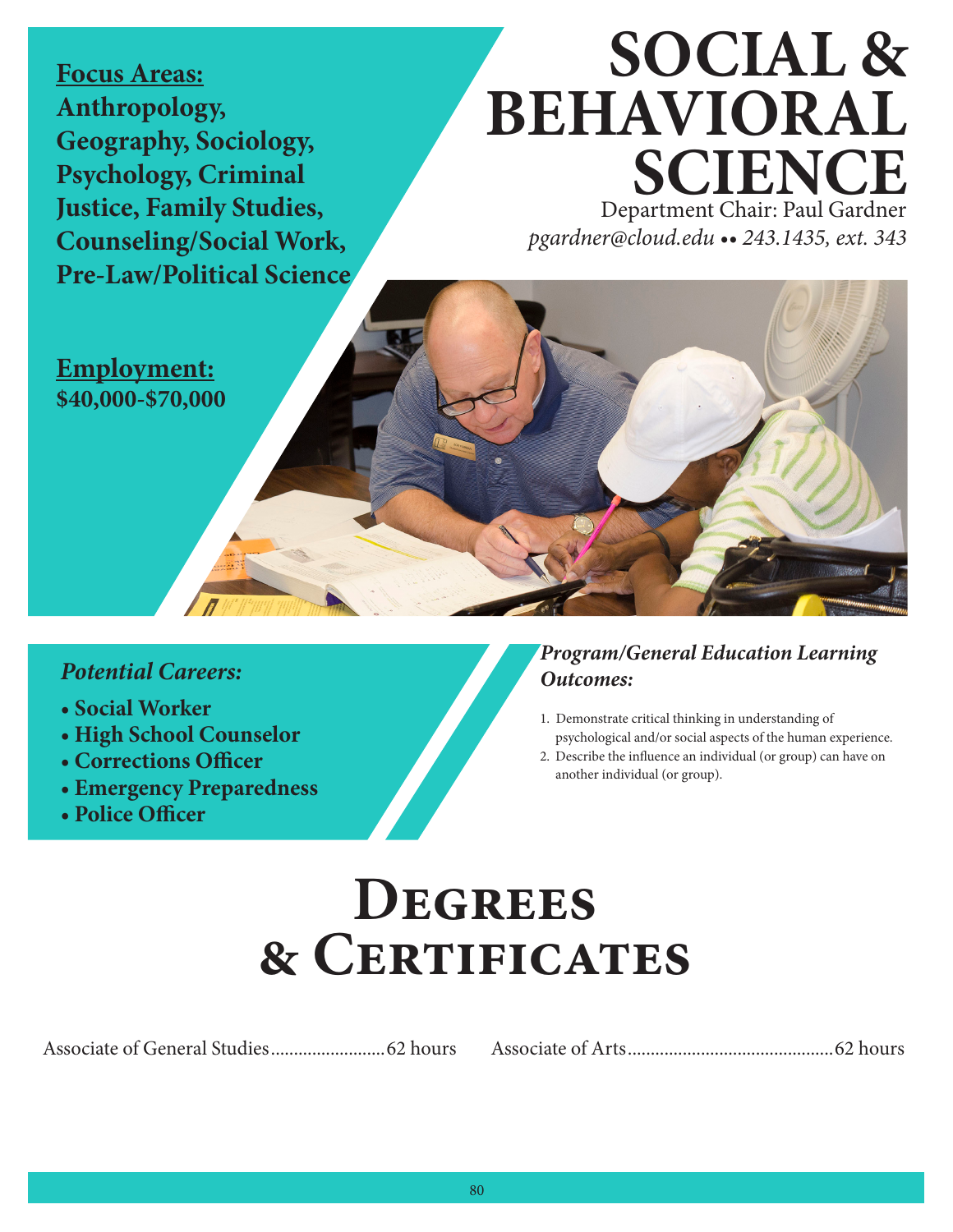# SOCIAL & BEHAVIORAL SCIENCE

Department Chair: Paul Gardner
*pgardner@cloud.edu •• 243.1435, ext. 343*

**Focus Areas:**
**Anthropology, Geography, Sociology, Psychology, Criminal Justice, Family Studies, Counseling/Social Work, Pre-Law/Political Science**

**Employment:**
**$40,000-$70,000**

***Potential Careers:***

- **Social Worker**
- **High School Counselor**
- **Corrections Officer**
- **Emergency Preparedness**
- **Police Officer**

***Program/General Education Learning Outcomes:***

1. Demonstrate critical thinking in understanding of psychological and/or social aspects of the human experience.
2. Describe the influence an individual (or group) can have on another individual (or group).

## Degrees & Certificates

Associate of General Studies........................62 hours

Associate of Arts............................................62 hours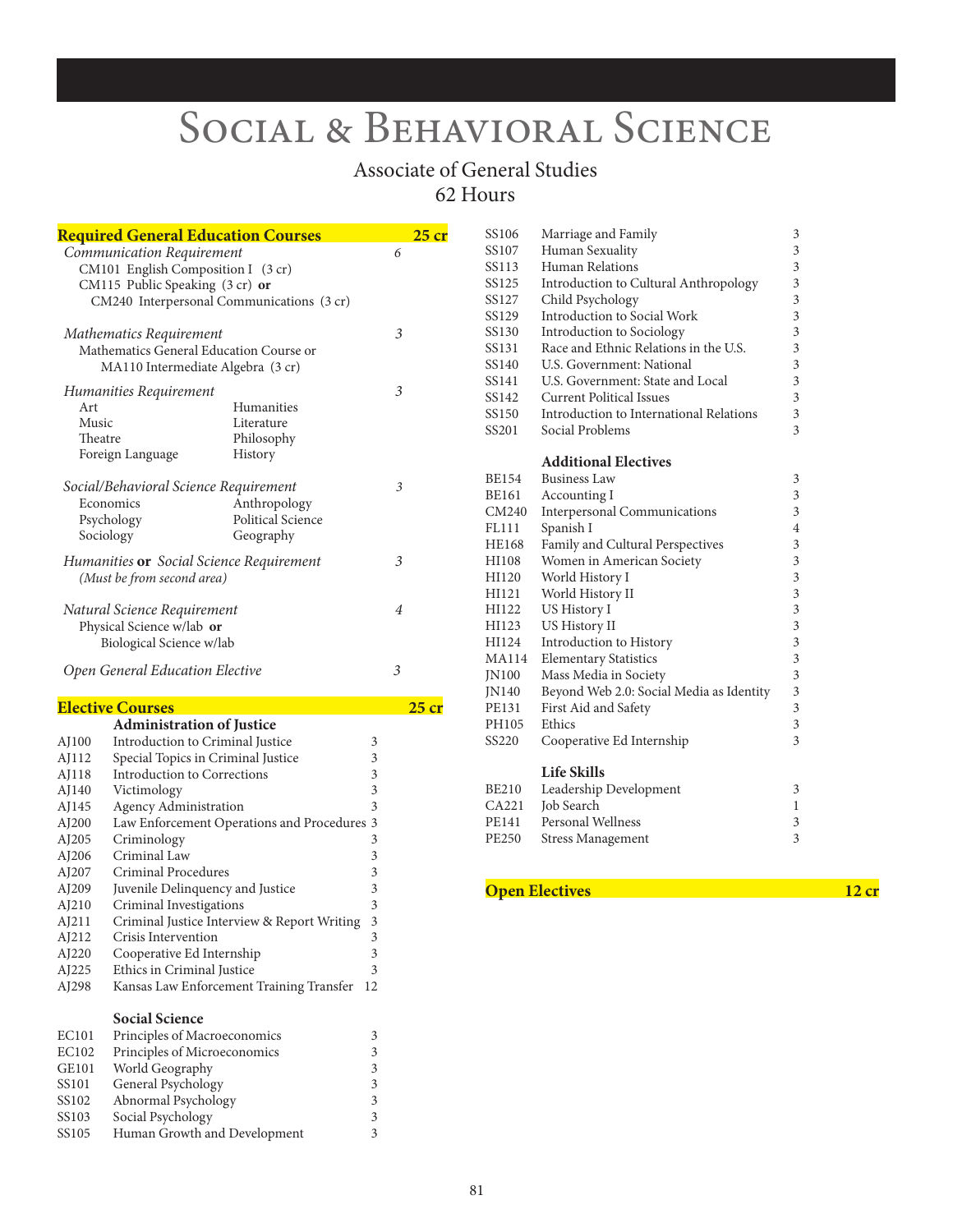# Social & Behavioral Science

## Associate of General Studies
## 62 Hours

### Required General Education Courses — 25 cr

*Communication Requirement* — 6
- CM101 English Composition I (3 cr)
- CM115 Public Speaking (3 cr) **or**
  CM240 Interpersonal Communications (3 cr)

*Mathematics Requirement* — 3
- Mathematics General Education Course or
  MA110 Intermediate Algebra (3 cr)

*Humanities Requirement* — 3

| | |
|---|---|
| Art | Humanities |
| Music | Literature |
| Theatre | Philosophy |
| Foreign Language | History |

*Social/Behavioral Science Requirement* — 3

| | |
|---|---|
| Economics | Anthropology |
| Psychology | Political Science |
| Sociology | Geography |

*Humanities* **or** *Social Science Requirement* — 3
*(Must be from second area)*

*Natural Science Requirement* — 4
- Physical Science w/lab **or**
  Biological Science w/lab

*Open General Education Elective* — 3

### Elective Courses — 25 cr

**Administration of Justice**

| Course | Title | Cr |
|---|---|---|
| AJ100 | Introduction to Criminal Justice | 3 |
| AJ112 | Special Topics in Criminal Justice | 3 |
| AJ118 | Introduction to Corrections | 3 |
| AJ140 | Victimology | 3 |
| AJ145 | Agency Administration | 3 |
| AJ200 | Law Enforcement Operations and Procedures | 3 |
| AJ205 | Criminology | 3 |
| AJ206 | Criminal Law | 3 |
| AJ207 | Criminal Procedures | 3 |
| AJ209 | Juvenile Delinquency and Justice | 3 |
| AJ210 | Criminal Investigations | 3 |
| AJ211 | Criminal Justice Interview & Report Writing | 3 |
| AJ212 | Crisis Intervention | 3 |
| AJ220 | Cooperative Ed Internship | 3 |
| AJ225 | Ethics in Criminal Justice | 3 |
| AJ298 | Kansas Law Enforcement Training Transfer | 12 |

**Social Science**

| Course | Title | Cr |
|---|---|---|
| EC101 | Principles of Macroeconomics | 3 |
| EC102 | Principles of Microeconomics | 3 |
| GE101 | World Geography | 3 |
| SS101 | General Psychology | 3 |
| SS102 | Abnormal Psychology | 3 |
| SS103 | Social Psychology | 3 |
| SS105 | Human Growth and Development | 3 |
| SS106 | Marriage and Family | 3 |
| SS107 | Human Sexuality | 3 |
| SS113 | Human Relations | 3 |
| SS125 | Introduction to Cultural Anthropology | 3 |
| SS127 | Child Psychology | 3 |
| SS129 | Introduction to Social Work | 3 |
| SS130 | Introduction to Sociology | 3 |
| SS131 | Race and Ethnic Relations in the U.S. | 3 |
| SS140 | U.S. Government: National | 3 |
| SS141 | U.S. Government: State and Local | 3 |
| SS142 | Current Political Issues | 3 |
| SS150 | Introduction to International Relations | 3 |
| SS201 | Social Problems | 3 |

**Additional Electives**

| Course | Title | Cr |
|---|---|---|
| BE154 | Business Law | 3 |
| BE161 | Accounting I | 3 |
| CM240 | Interpersonal Communications | 3 |
| FL111 | Spanish I | 4 |
| HE168 | Family and Cultural Perspectives | 3 |
| HI108 | Women in American Society | 3 |
| HI120 | World History I | 3 |
| HI121 | World History II | 3 |
| HI122 | US History I | 3 |
| HI123 | US History II | 3 |
| HI124 | Introduction to History | 3 |
| MA114 | Elementary Statistics | 3 |
| JN100 | Mass Media in Society | 3 |
| JN140 | Beyond Web 2.0: Social Media as Identity | 3 |
| PE131 | First Aid and Safety | 3 |
| PH105 | Ethics | 3 |
| SS220 | Cooperative Ed Internship | 3 |

**Life Skills**

| Course | Title | Cr |
|---|---|---|
| BE210 | Leadership Development | 3 |
| CA221 | Job Search | 1 |
| PE141 | Personal Wellness | 3 |
| PE250 | Stress Management | 3 |

### Open Electives — 12 cr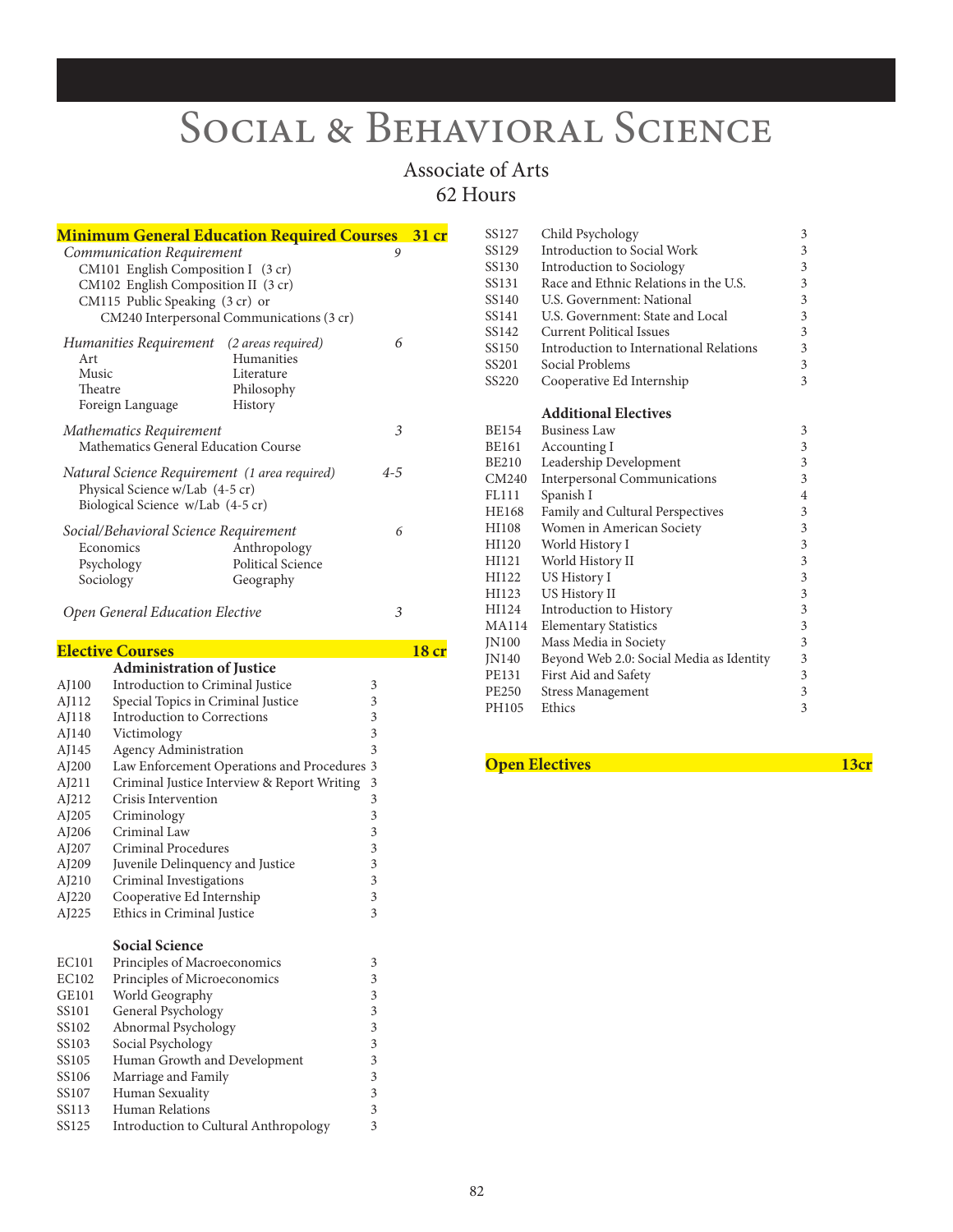# Social & Behavioral Science

## Associate of Arts
## 62 Hours

### Minimum General Education Required Courses — 31 cr

*Communication Requirement* — 9

- CM101 English Composition I (3 cr)
- CM102 English Composition II (3 cr)
- CM115 Public Speaking (3 cr) or
  - CM240 Interpersonal Communications (3 cr)

*Humanities Requirement (2 areas required)* — 6

| | |
|---|---|
| Art | Humanities |
| Music | Literature |
| Theatre | Philosophy |
| Foreign Language | History |

*Mathematics Requirement* — 3

- Mathematics General Education Course

*Natural Science Requirement (1 area required)* — 4-5

- Physical Science w/Lab (4-5 cr)
- Biological Science w/Lab (4-5 cr)

*Social/Behavioral Science Requirement* — 6

| | |
|---|---|
| Economics | Anthropology |
| Psychology | Political Science |
| Sociology | Geography |

*Open General Education Elective* — 3

### Elective Courses — 18 cr

**Administration of Justice**

| | | |
|---|---|---|
| AJ100 | Introduction to Criminal Justice | 3 |
| AJ112 | Special Topics in Criminal Justice | 3 |
| AJ118 | Introduction to Corrections | 3 |
| AJ140 | Victimology | 3 |
| AJ145 | Agency Administration | 3 |
| AJ200 | Law Enforcement Operations and Procedures | 3 |
| AJ211 | Criminal Justice Interview & Report Writing | 3 |
| AJ212 | Crisis Intervention | 3 |
| AJ205 | Criminology | 3 |
| AJ206 | Criminal Law | 3 |
| AJ207 | Criminal Procedures | 3 |
| AJ209 | Juvenile Delinquency and Justice | 3 |
| AJ210 | Criminal Investigations | 3 |
| AJ220 | Cooperative Ed Internship | 3 |
| AJ225 | Ethics in Criminal Justice | 3 |

**Social Science**

| | | |
|---|---|---|
| EC101 | Principles of Macroeconomics | 3 |
| EC102 | Principles of Microeconomics | 3 |
| GE101 | World Geography | 3 |
| SS101 | General Psychology | 3 |
| SS102 | Abnormal Psychology | 3 |
| SS103 | Social Psychology | 3 |
| SS105 | Human Growth and Development | 3 |
| SS106 | Marriage and Family | 3 |
| SS107 | Human Sexuality | 3 |
| SS113 | Human Relations | 3 |
| SS125 | Introduction to Cultural Anthropology | 3 |
| SS127 | Child Psychology | 3 |
| SS129 | Introduction to Social Work | 3 |
| SS130 | Introduction to Sociology | 3 |
| SS131 | Race and Ethnic Relations in the U.S. | 3 |
| SS140 | U.S. Government: National | 3 |
| SS141 | U.S. Government: State and Local | 3 |
| SS142 | Current Political Issues | 3 |
| SS150 | Introduction to International Relations | 3 |
| SS201 | Social Problems | 3 |
| SS220 | Cooperative Ed Internship | 3 |

**Additional Electives**

| | | |
|---|---|---|
| BE154 | Business Law | 3 |
| BE161 | Accounting I | 3 |
| BE210 | Leadership Development | 3 |
| CM240 | Interpersonal Communications | 3 |
| FL111 | Spanish I | 4 |
| HE168 | Family and Cultural Perspectives | 3 |
| HI108 | Women in American Society | 3 |
| HI120 | World History I | 3 |
| HI121 | World History II | 3 |
| HI122 | US History I | 3 |
| HI123 | US History II | 3 |
| HI124 | Introduction to History | 3 |
| MA114 | Elementary Statistics | 3 |
| JN100 | Mass Media in Society | 3 |
| JN140 | Beyond Web 2.0: Social Media as Identity | 3 |
| PE131 | First Aid and Safety | 3 |
| PE250 | Stress Management | 3 |
| PH105 | Ethics | 3 |

### Open Electives — 13cr